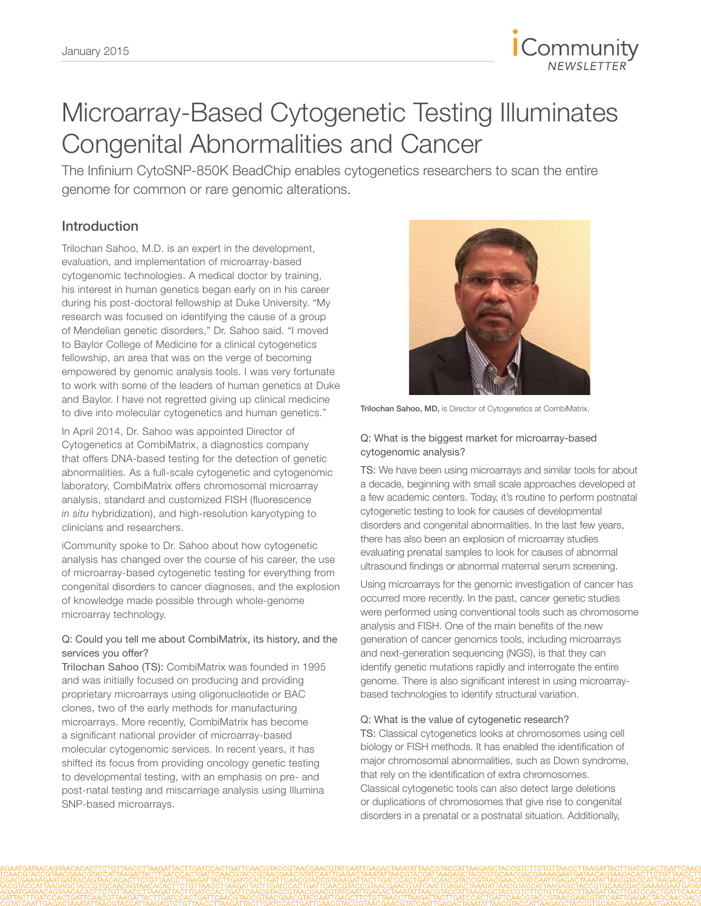# Microarray-Based Cytogenetic Testing Illuminates Congenital Abnormalities and Cancer

The Infinium CytoSNP-850K BeadChip enables cytogenetics researchers to scan the entire genome for common or rare genomic alterations.

## Introduction

Trilochan Sahoo, M.D. is an expert in the development, evaluation, and implementation of microarray-based cytogenomic technologies. A medical doctor by training, his interest in human genetics began early on in his career during his post-doctoral fellowship at Duke University. "My research was focused on identifying the cause of a group of Mendelian genetic disorders," Dr. Sahoo said. "I moved to Baylor College of Medicine for a clinical cytogenetics fellowship, an area that was on the verge of becoming empowered by genomic analysis tools. I was very fortunate to work with some of the leaders of human genetics at Duke and Baylor. I have not regretted giving up clinical medicine to dive into molecular cytogenetics and human genetics."

In April 2014, Dr. Sahoo was appointed Director of Cytogenetics at CombiMatrix, a diagnostics company that offers DNA-based testing for the detection of genetic abnormalities. As a full-scale cytogenetic and cytogenomic laboratory, CombiMatrix offers chromosomal microarray analysis, standard and customized FISH (fluorescence *in situ* hybridization), and high-resolution karyotyping to clinicians and researchers.

iCommunity spoke to Dr. Sahoo about how cytogenetic analysis has changed over the course of his career, the use of microarray-based cytogenetic testing for everything from congenital disorders to cancer diagnoses, and the explosion of knowledge made possible through whole-genome microarray technology.

#### Q: Could you tell me about CombiMatrix, its history, and the services you offer?

Trilochan Sahoo (TS): CombiMatrix was founded in 1995 and was initially focused on producing and providing proprietary microarrays using oligonucleotide or BAC clones, two of the early methods for manufacturing microarrays. More recently, CombiMatrix has become a significant national provider of microarray-based molecular cytogenomic services. In recent years, it has shifted its focus from providing oncology genetic testing to developmental testing, with an emphasis on pre- and post-natal testing and miscarriage analysis using Illumina SNP-based microarrays.

**Trilochan Sahoo, MD,** is Director of Cytogenetics at CombiMatrix.

#### Q: What is the biggest market for microarray-based cytogenomic analysis?

TS: We have been using microarrays and similar tools for about a decade, beginning with small scale approaches developed at a few academic centers. Today, it's routine to perform postnatal cytogenetic testing to look for causes of developmental disorders and congenital abnormalities. In the last few years, there has also been an explosion of microarray studies evaluating prenatal samples to look for causes of abnormal ultrasound findings or abnormal maternal serum screening.

Using microarrays for the genomic investigation of cancer has occurred more recently. In the past, cancer genetic studies were performed using conventional tools such as chromosome analysis and FISH. One of the main benefits of the new generation of cancer genomics tools, including microarrays and next-generation sequencing (NGS), is that they can identify genetic mutations rapidly and interrogate the entire genome. There is also significant interest in using microarray-based technologies to identify structural variation.

#### Q: What is the value of cytogenetic research?

TS: Classical cytogenetics looks at chromosomes using cell biology or FISH methods. It has enabled the identification of major chromosomal abnormalities, such as Down syndrome, that rely on the identification of extra chromosomes. Classical cytogenetic tools can also detect large deletions or duplications of chromosomes that give rise to congenital disorders in a prenatal or a postnatal situation. Additionally,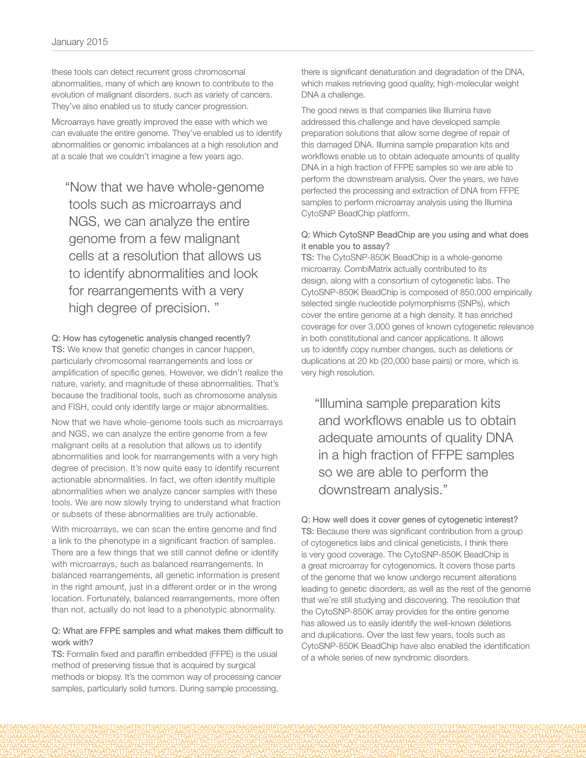these tools can detect recurrent gross chromosomal abnormalities, many of which are known to contribute to the evolution of malignant disorders, such as variety of cancers. They've also enabled us to study cancer progression.

Microarrays have greatly improved the ease with which we can evaluate the entire genome. They've enabled us to identify abnormalities or genomic imbalances at a high resolution and at a scale that we couldn't imagine a few years ago.

> "Now that we have whole-genome tools such as microarrays and NGS, we can analyze the entire genome from a few malignant cells at a resolution that allows us to identify abnormalities and look for rearrangements with a very high degree of precision."

**Q: How has cytogenetic analysis changed recently?**
**TS:** We knew that genetic changes in cancer happen, particularly chromosomal rearrangements and loss or amplification of specific genes. However, we didn't realize the nature, variety, and magnitude of these abnormalities. That's because the traditional tools, such as chromosome analysis and FISH, could only identify large or major abnormalities.

Now that we have whole-genome tools such as microarrays and NGS, we can analyze the entire genome from a few malignant cells at a resolution that allows us to identify abnormalities and look for rearrangements with a very high degree of precision. It's now quite easy to identify recurrent actionable abnormalities. In fact, we often identify multiple abnormalities when we analyze cancer samples with these tools. We are now slowly trying to understand what fraction or subsets of these abnormalities are truly actionable.

With microarrays, we can scan the entire genome and find a link to the phenotype in a significant fraction of samples. There are a few things that we still cannot define or identify with microarrays, such as balanced rearrangements. In balanced rearrangements, all genetic information is present in the right amount, just in a different order or in the wrong location. Fortunately, balanced rearrangements, more often than not, actually do not lead to a phenotypic abnormality.

**Q: What are FFPE samples and what makes them difficult to work with?**
**TS:** Formalin fixed and paraffin embedded (FFPE) is the usual method of preserving tissue that is acquired by surgical methods or biopsy. It's the common way of processing cancer samples, particularly solid tumors. During sample processing, there is significant denaturation and degradation of the DNA, which makes retrieving good quality, high-molecular weight DNA a challenge.

The good news is that companies like Illumina have addressed this challenge and have developed sample preparation solutions that allow some degree of repair of this damaged DNA. Illumina sample preparation kits and workflows enable us to obtain adequate amounts of quality DNA in a high fraction of FFPE samples so we are able to perform the downstream analysis. Over the years, we have perfected the processing and extraction of DNA from FFPE samples to perform microarray analysis using the Illumina CytoSNP BeadChip platform.

**Q: Which CytoSNP BeadChip are you using and what does it enable you to assay?**
**TS:** The CytoSNP-850K BeadChip is a whole-genome microarray. CombiMatrix actually contributed to its design, along with a consortium of cytogenetic labs. The CytoSNP-850K BeadChip is composed of 850,000 empirically selected single nucleotide polymorphisms (SNPs), which cover the entire genome at a high density. It has enriched coverage for over 3,000 genes of known cytogenetic relevance in both constitutional and cancer applications. It allows us to identify copy number changes, such as deletions or duplications at 20 kb (20,000 base pairs) or more, which is very high resolution.

> "Illumina sample preparation kits and workflows enable us to obtain adequate amounts of quality DNA in a high fraction of FFPE samples so we are able to perform the downstream analysis."

**Q: How well does it cover genes of cytogenetic interest?**
**TS:** Because there was significant contribution from a group of cytogenetics labs and clinical geneticists, I think there is very good coverage. The CytoSNP-850K BeadChip is a great microarray for cytogenomics. It covers those parts of the genome that we know undergo recurrent alterations leading to genetic disorders, as well as the rest of the genome that we're still studying and discovering. The resolution that the CytoSNP-850K array provides for the entire genome has allowed us to easily identify the well-known deletions and duplications. Over the last few years, tools such as CytoSNP-850K BeadChip have also enabled the identification of a whole series of new syndromic disorders.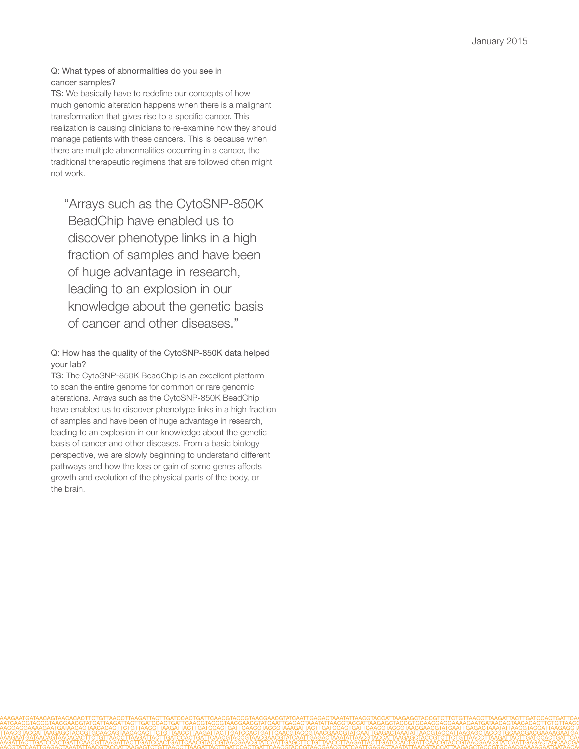Q: What types of abnormalities do you see in cancer samples?

TS: We basically have to redefine our concepts of how much genomic alteration happens when there is a malignant transformation that gives rise to a specific cancer. This realization is causing clinicians to re-examine how they should manage patients with these cancers. This is because when there are multiple abnormalities occurring in a cancer, the traditional therapeutic regimens that are followed often might not work.

> "Arrays such as the CytoSNP-850K BeadChip have enabled us to discover phenotype links in a high fraction of samples and have been of huge advantage in research, leading to an explosion in our knowledge about the genetic basis of cancer and other diseases."

Q: How has the quality of the CytoSNP-850K data helped your lab?

TS: The CytoSNP-850K BeadChip is an excellent platform to scan the entire genome for common or rare genomic alterations. Arrays such as the CytoSNP-850K BeadChip have enabled us to discover phenotype links in a high fraction of samples and have been of huge advantage in research, leading to an explosion in our knowledge about the genetic basis of cancer and other diseases. From a basic biology perspective, we are slowly beginning to understand different pathways and how the loss or gain of some genes affects growth and evolution of the physical parts of the body, or the brain.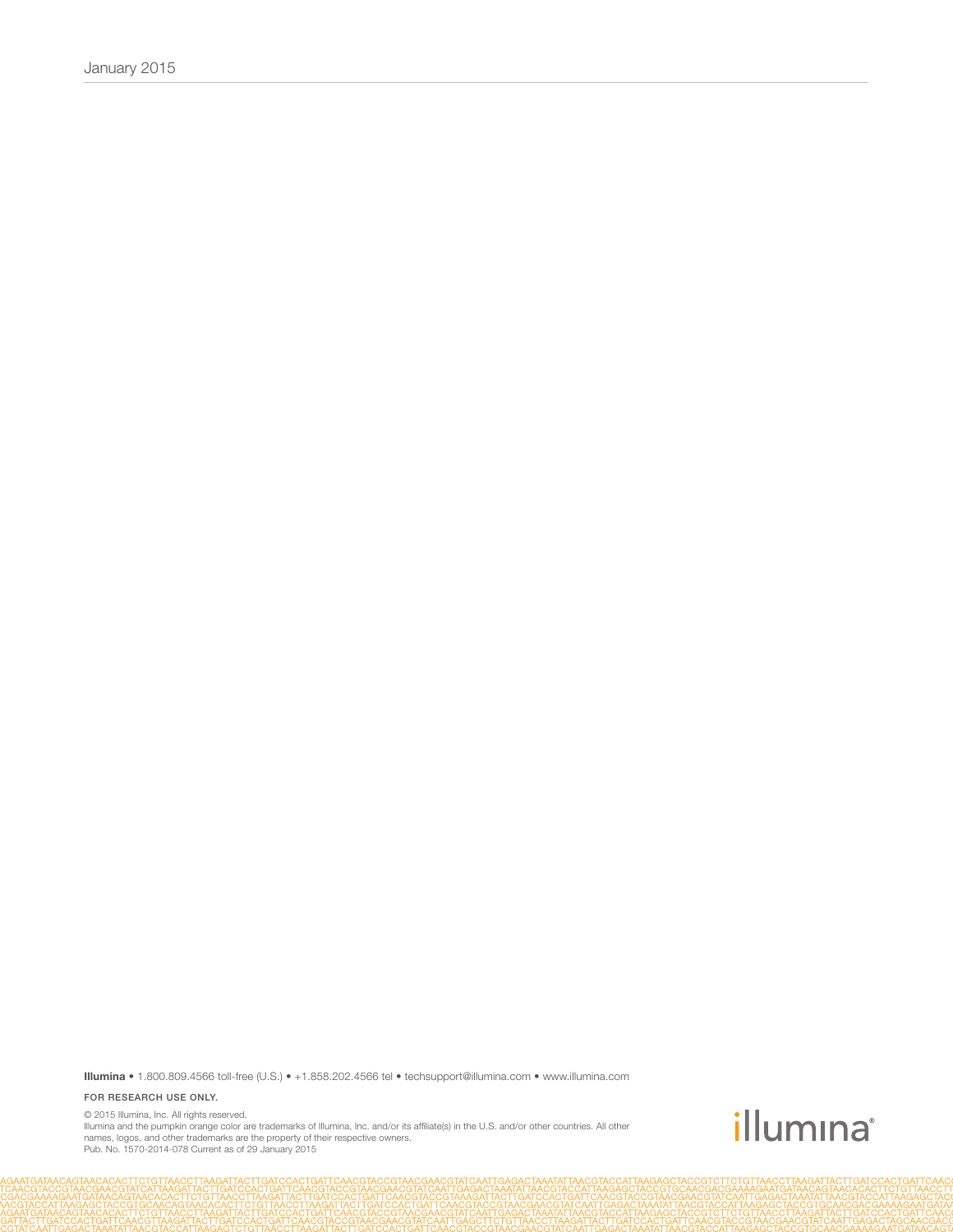January 2015

**Illumina** • 1.800.809.4566 toll-free (U.S.) • +1.858.202.4566 tel • techsupport@illumina.com • www.illumina.com

FOR RESEARCH USE ONLY.

© 2015 Illumina, Inc. All rights reserved.
Illumina and the pumpkin orange color are trademarks of Illumina, Inc. and/or its affiliate(s) in the U.S. and/or other countries. All other names, logos, and other trademarks are the property of their respective owners.
Pub. No. 1570-2014-078 Current as of 29 January 2015